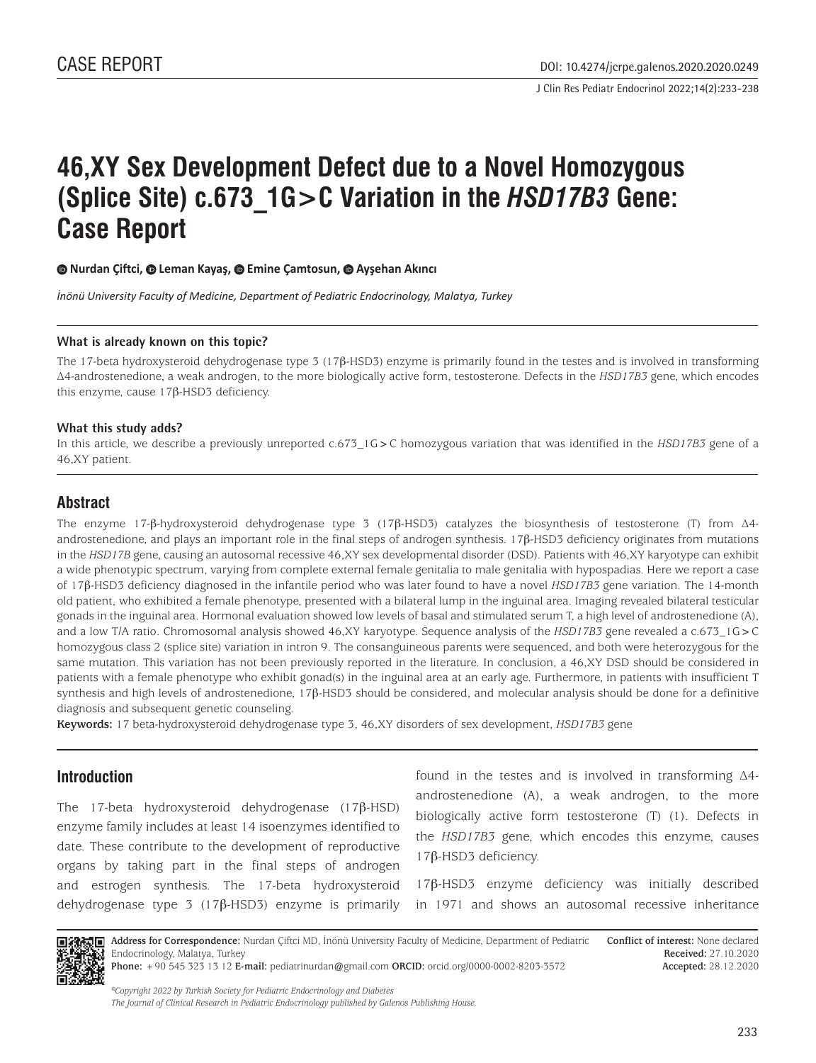CASE REPORT

DOI: 10.4274/jcrpe.galenos.2020.2020.0249

# 46,XY Sex Development Defect due to a Novel Homozygous (Splice Site) c.673_1G>C Variation in the *HSD17B3* Gene: Case Report

**Nurdan Çiftci, Leman Kayaş, Emine Çamtosun, Ayşehan Akıncı**

*İnönü University Faculty of Medicine, Department of Pediatric Endocrinology, Malatya, Turkey*

**What is already known on this topic?**

The 17-beta hydroxysteroid dehydrogenase type 3 (17β-HSD3) enzyme is primarily found in the testes and is involved in transforming Δ4-androstenedione, a weak androgen, to the more biologically active form, testosterone. Defects in the *HSD17B3* gene, which encodes this enzyme, cause 17β-HSD3 deficiency.

**What this study adds?**

In this article, we describe a previously unreported c.673_1G>C homozygous variation that was identified in the *HSD17B3* gene of a 46,XY patient.

## Abstract

The enzyme 17-β-hydroxysteroid dehydrogenase type 3 (17β-HSD3) catalyzes the biosynthesis of testosterone (T) from Δ4-androstenedione, and plays an important role in the final steps of androgen synthesis. 17β-HSD3 deficiency originates from mutations in the *HSD17B* gene, causing an autosomal recessive 46,XY sex developmental disorder (DSD). Patients with 46,XY karyotype can exhibit a wide phenotypic spectrum, varying from complete external female genitalia to male genitalia with hypospadias. Here we report a case of 17β-HSD3 deficiency diagnosed in the infantile period who was later found to have a novel *HSD17B3* gene variation. The 14-month old patient, who exhibited a female phenotype, presented with a bilateral lump in the inguinal area. Imaging revealed bilateral testicular gonads in the inguinal area. Hormonal evaluation showed low levels of basal and stimulated serum T, a high level of androstenedione (A), and a low T/A ratio. Chromosomal analysis showed 46,XY karyotype. Sequence analysis of the *HSD17B3* gene revealed a c.673_1G>C homozygous class 2 (splice site) variation in intron 9. The consanguineous parents were sequenced, and both were heterozygous for the same mutation. This variation has not been previously reported in the literature. In conclusion, a 46,XY DSD should be considered in patients with a female phenotype who exhibit gonad(s) in the inguinal area at an early age. Furthermore, in patients with insufficient T synthesis and high levels of androstenedione, 17β-HSD3 should be considered, and molecular analysis should be done for a definitive diagnosis and subsequent genetic counseling.

**Keywords:** 17 beta-hydroxysteroid dehydrogenase type 3, 46,XY disorders of sex development, *HSD17B3* gene

## Introduction

The 17-beta hydroxysteroid dehydrogenase (17β-HSD) enzyme family includes at least 14 isoenzymes identified to date. These contribute to the development of reproductive organs by taking part in the final steps of androgen and estrogen synthesis. The 17-beta hydroxysteroid dehydrogenase type 3 (17β-HSD3) enzyme is primarily found in the testes and is involved in transforming Δ4-androstenedione (A), a weak androgen, to the more biologically active form testosterone (T) (1). Defects in the *HSD17B3* gene, which encodes this enzyme, causes 17β-HSD3 deficiency.

17β-HSD3 enzyme deficiency was initially described in 1971 and shows an autosomal recessive inheritance

**Address for Correspondence:** Nurdan Çiftci MD, İnönü University Faculty of Medicine, Department of Pediatric Endocrinology, Malatya, Turkey
**Phone:** +90 545 323 13 12 **E-mail:** pediatrinurdan@gmail.com **ORCID:** orcid.org/0000-0002-8203-3572

**Conflict of interest:** None declared
**Received:** 27.10.2020
**Accepted:** 28.12.2020

*©Copyright 2022 by Turkish Society for Pediatric Endocrinology and Diabetes*
*The Journal of Clinical Research in Pediatric Endocrinology published by Galenos Publishing House.*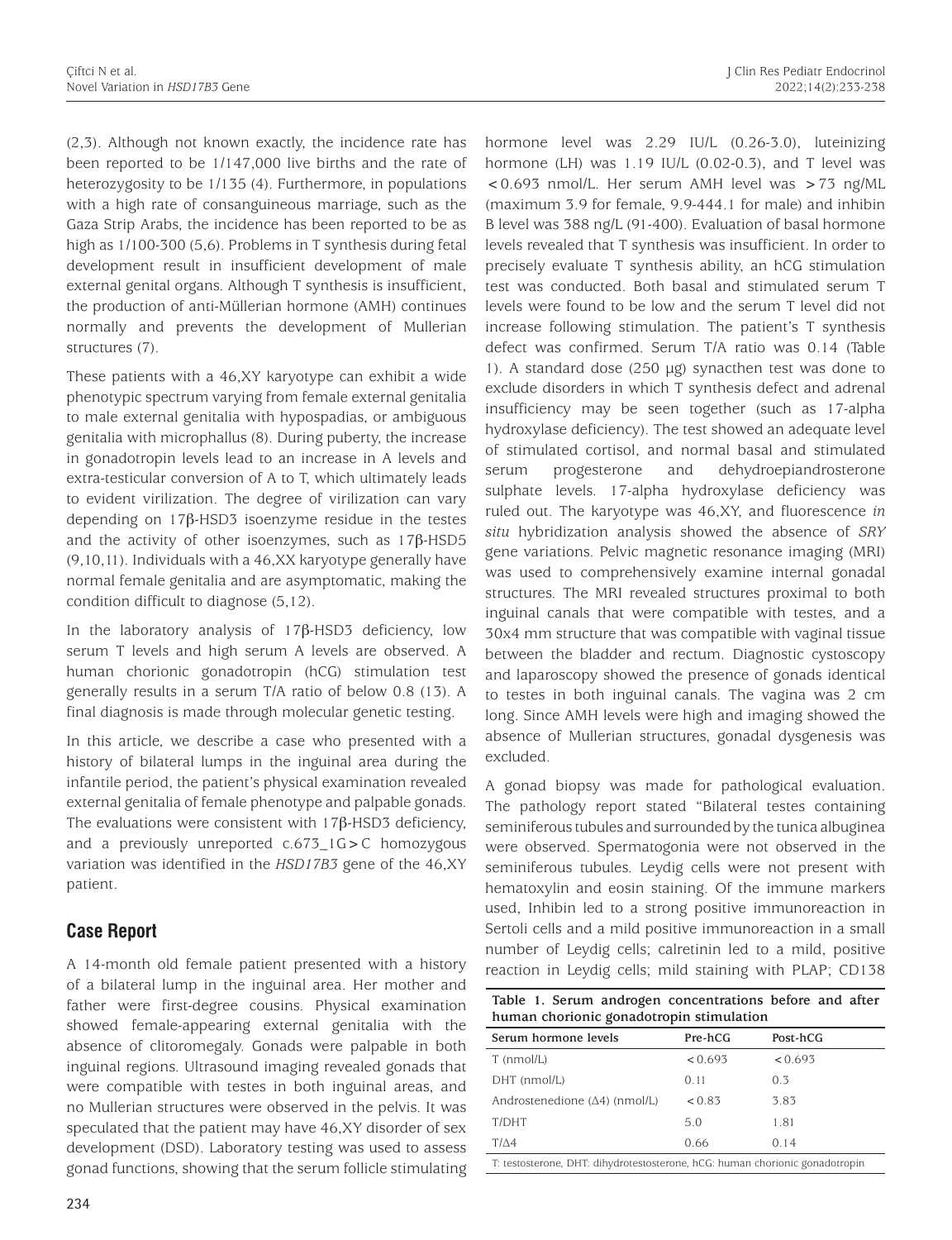(2,3). Although not known exactly, the incidence rate has been reported to be 1/147,000 live births and the rate of heterozygosity to be 1/135 (4). Furthermore, in populations with a high rate of consanguineous marriage, such as the Gaza Strip Arabs, the incidence has been reported to be as high as 1/100-300 (5,6). Problems in T synthesis during fetal development result in insufficient development of male external genital organs. Although T synthesis is insufficient, the production of anti-Müllerian hormone (AMH) continues normally and prevents the development of Mullerian structures (7).

These patients with a 46,XY karyotype can exhibit a wide phenotypic spectrum varying from female external genitalia to male external genitalia with hypospadias, or ambiguous genitalia with microphallus (8). During puberty, the increase in gonadotropin levels lead to an increase in A levels and extra-testicular conversion of A to T, which ultimately leads to evident virilization. The degree of virilization can vary depending on 17β-HSD3 isoenzyme residue in the testes and the activity of other isoenzymes, such as 17β-HSD5 (9,10,11). Individuals with a 46,XX karyotype generally have normal female genitalia and are asymptomatic, making the condition difficult to diagnose (5,12).

In the laboratory analysis of 17β-HSD3 deficiency, low serum T levels and high serum A levels are observed. A human chorionic gonadotropin (hCG) stimulation test generally results in a serum T/A ratio of below 0.8 (13). A final diagnosis is made through molecular genetic testing.

In this article, we describe a case who presented with a history of bilateral lumps in the inguinal area during the infantile period, the patient's physical examination revealed external genitalia of female phenotype and palpable gonads. The evaluations were consistent with 17β-HSD3 deficiency, and a previously unreported c.673_1G>C homozygous variation was identified in the *HSD17B3* gene of the 46,XY patient.

## Case Report

A 14-month old female patient presented with a history of a bilateral lump in the inguinal area. Her mother and father were first-degree cousins. Physical examination showed female-appearing external genitalia with the absence of clitoromegaly. Gonads were palpable in both inguinal regions. Ultrasound imaging revealed gonads that were compatible with testes in both inguinal areas, and no Mullerian structures were observed in the pelvis. It was speculated that the patient may have 46,XY disorder of sex development (DSD). Laboratory testing was used to assess gonad functions, showing that the serum follicle stimulating hormone level was 2.29 IU/L (0.26-3.0), luteinizing hormone (LH) was 1.19 IU/L (0.02-0.3), and T level was <0.693 nmol/L. Her serum AMH level was >73 ng/ML (maximum 3.9 for female, 9.9-444.1 for male) and inhibin B level was 388 ng/L (91-400). Evaluation of basal hormone levels revealed that T synthesis was insufficient. In order to precisely evaluate T synthesis ability, an hCG stimulation test was conducted. Both basal and stimulated serum T levels were found to be low and the serum T level did not increase following stimulation. The patient's T synthesis defect was confirmed. Serum T/A ratio was 0.14 (Table 1). A standard dose (250 µg) synacthen test was done to exclude disorders in which T synthesis defect and adrenal insufficiency may be seen together (such as 17-alpha hydroxylase deficiency). The test showed an adequate level of stimulated cortisol, and normal basal and stimulated serum progesterone and dehydroepiandrosterone sulphate levels. 17-alpha hydroxylase deficiency was ruled out. The karyotype was 46,XY, and fluorescence *in situ* hybridization analysis showed the absence of *SRY* gene variations. Pelvic magnetic resonance imaging (MRI) was used to comprehensively examine internal gonadal structures. The MRI revealed structures proximal to both inguinal canals that were compatible with testes, and a 30x4 mm structure that was compatible with vaginal tissue between the bladder and rectum. Diagnostic cystoscopy and laparoscopy showed the presence of gonads identical to testes in both inguinal canals. The vagina was 2 cm long. Since AMH levels were high and imaging showed the absence of Mullerian structures, gonadal dysgenesis was excluded.

A gonad biopsy was made for pathological evaluation. The pathology report stated "Bilateral testes containing seminiferous tubules and surrounded by the tunica albuginea were observed. Spermatogonia were not observed in the seminiferous tubules. Leydig cells were not present with hematoxylin and eosin staining. Of the immune markers used, Inhibin led to a strong positive immunoreaction in Sertoli cells and a mild positive immunoreaction in a small number of Leydig cells; calretinin led to a mild, positive reaction in Leydig cells; mild staining with PLAP; CD138

**Table 1. Serum androgen concentrations before and after human chorionic gonadotropin stimulation**

| Serum hormone levels | Pre-hCG | Post-hCG |
|---|---|---|
| T (nmol/L) | <0.693 | <0.693 |
| DHT (nmol/L) | 0.11 | 0.3 |
| Androstenedione (Δ4) (nmol/L) | <0.83 | 3.83 |
| T/DHT | 5.0 | 1.81 |
| T/Δ4 | 0.66 | 0.14 |

T: testosterone, DHT: dihydrotestosterone, hCG: human chorionic gonadotropin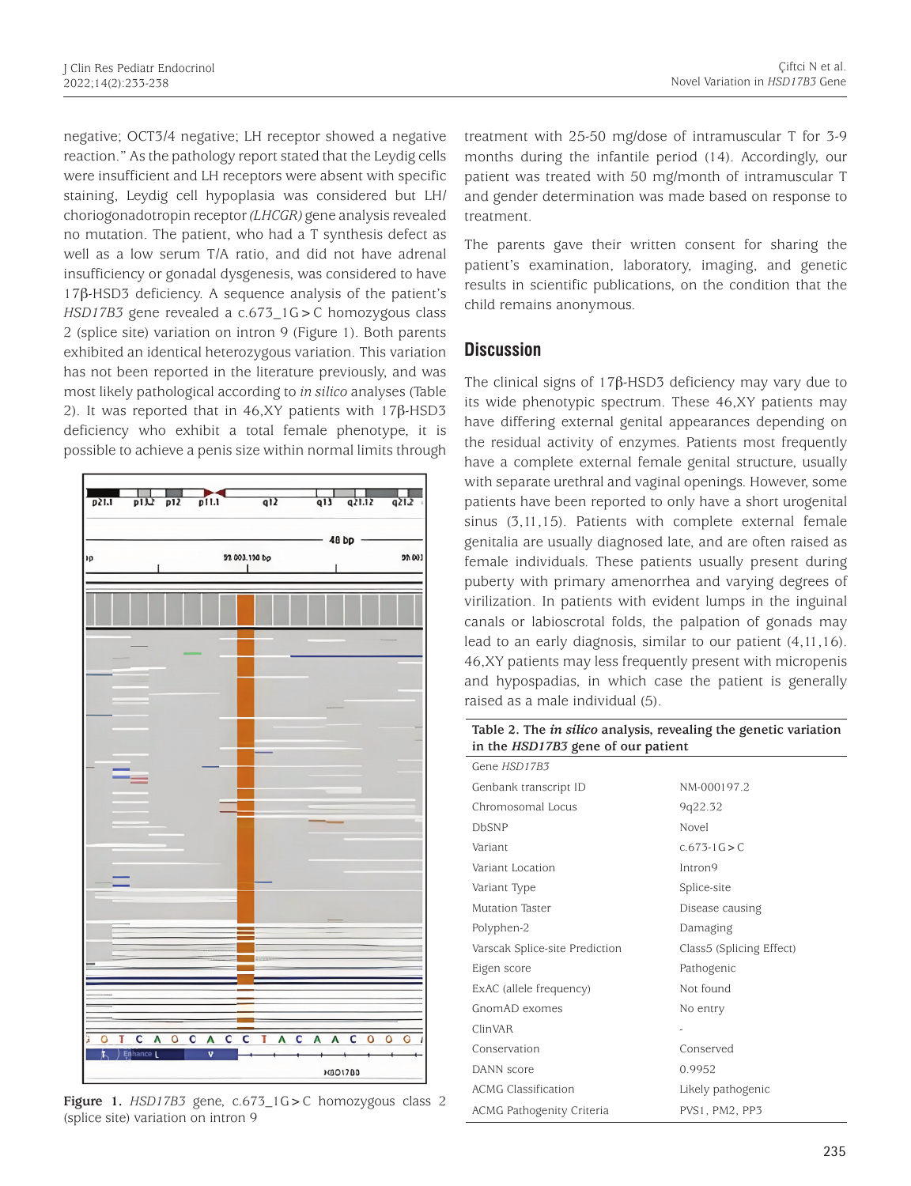negative; OCT3/4 negative; LH receptor showed a negative reaction." As the pathology report stated that the Leydig cells were insufficient and LH receptors were absent with specific staining, Leydig cell hypoplasia was considered but LH/choriogonadotropin receptor *(LHCGR)* gene analysis revealed no mutation. The patient, who had a T synthesis defect as well as a low serum T/A ratio, and did not have adrenal insufficiency or gonadal dysgenesis, was considered to have 17β-HSD3 deficiency. A sequence analysis of the patient's *HSD17B3* gene revealed a c.673_1G>C homozygous class 2 (splice site) variation on intron 9 (Figure 1). Both parents exhibited an identical heterozygous variation. This variation has not been reported in the literature previously, and was most likely pathological according to *in silico* analyses (Table 2). It was reported that in 46,XY patients with 17β-HSD3 deficiency who exhibit a total female phenotype, it is possible to achieve a penis size within normal limits through treatment with 25-50 mg/dose of intramuscular T for 3-9 months during the infantile period (14). Accordingly, our patient was treated with 50 mg/month of intramuscular T and gender determination was made based on response to treatment.

**Figure 1.** *HSD17B3* gene, c.673_1G>C homozygous class 2 (splice site) variation on intron 9

The parents gave their written consent for sharing the patient's examination, laboratory, imaging, and genetic results in scientific publications, on the condition that the child remains anonymous.

## Discussion

The clinical signs of 17β-HSD3 deficiency may vary due to its wide phenotypic spectrum. These 46,XY patients may have differing external genital appearances depending on the residual activity of enzymes. Patients most frequently have a complete external female genital structure, usually with separate urethral and vaginal openings. However, some patients have been reported to only have a short urogenital sinus (3,11,15). Patients with complete external female genitalia are usually diagnosed late, and are often raised as female individuals. These patients usually present during puberty with primary amenorrhea and varying degrees of virilization. In patients with evident lumps in the inguinal canals or labioscrotal folds, the palpation of gonads may lead to an early diagnosis, similar to our patient (4,11,16). 46,XY patients may less frequently present with micropenis and hypospadias, in which case the patient is generally raised as a male individual (5).

**Table 2. The *in silico* analysis, revealing the genetic variation in the *HSD17B3* gene of our patient**

| Gene *HSD17B3* | |
|---|---|
| Genbank transcript ID | NM-000197.2 |
| Chromosomal Locus | 9q22.32 |
| DbSNP | Novel |
| Variant | c.673-1G>C |
| Variant Location | Intron9 |
| Variant Type | Splice-site |
| Mutation Taster | Disease causing |
| Polyphen-2 | Damaging |
| Varscak Splice-site Prediction | Class5 (Splicing Effect) |
| Eigen score | Pathogenic |
| ExAC (allele frequency) | Not found |
| GnomAD exomes | No entry |
| ClinVAR | - |
| Conservation | Conserved |
| DANN score | 0.9952 |
| ACMG Classification | Likely pathogenic |
| ACMG Pathogenity Criteria | PVS1, PM2, PP3 |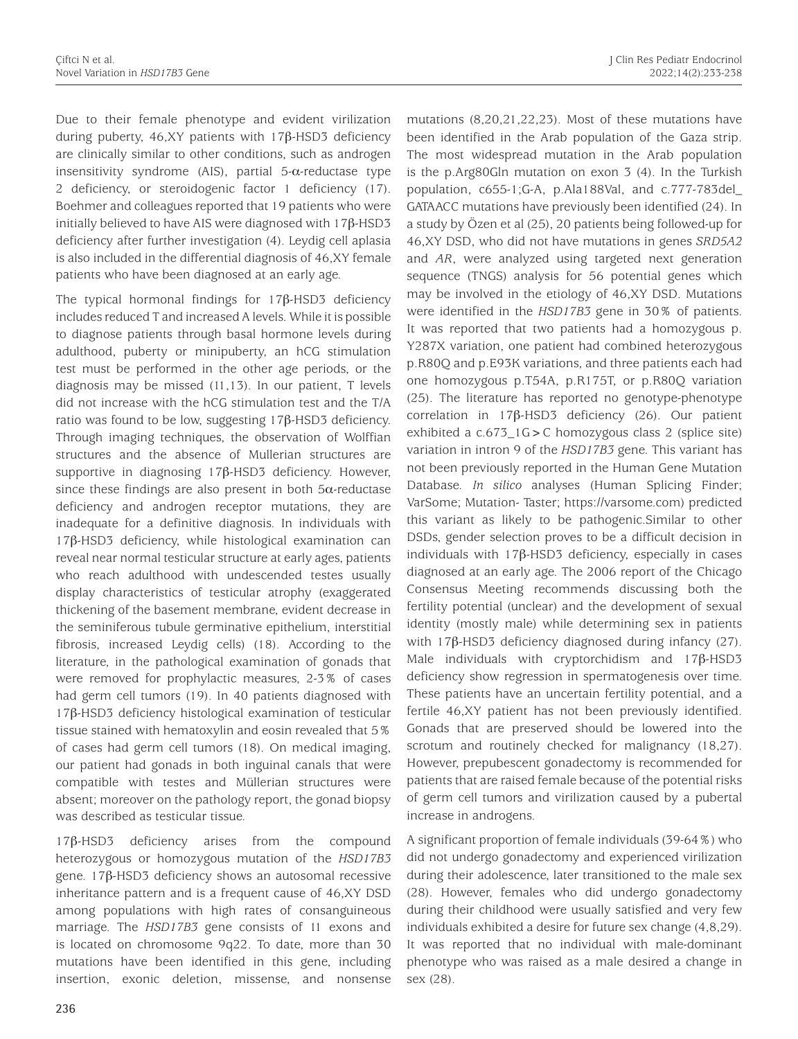Due to their female phenotype and evident virilization during puberty, 46,XY patients with 17β-HSD3 deficiency are clinically similar to other conditions, such as androgen insensitivity syndrome (AIS), partial 5-α-reductase type 2 deficiency, or steroidogenic factor 1 deficiency (17). Boehmer and colleagues reported that 19 patients who were initially believed to have AIS were diagnosed with 17β-HSD3 deficiency after further investigation (4). Leydig cell aplasia is also included in the differential diagnosis of 46,XY female patients who have been diagnosed at an early age.

The typical hormonal findings for 17β-HSD3 deficiency includes reduced T and increased A levels. While it is possible to diagnose patients through basal hormone levels during adulthood, puberty or minipuberty, an hCG stimulation test must be performed in the other age periods, or the diagnosis may be missed (11,13). In our patient, T levels did not increase with the hCG stimulation test and the T/A ratio was found to be low, suggesting 17β-HSD3 deficiency. Through imaging techniques, the observation of Wolffian structures and the absence of Mullerian structures are supportive in diagnosing 17β-HSD3 deficiency. However, since these findings are also present in both 5α-reductase deficiency and androgen receptor mutations, they are inadequate for a definitive diagnosis. In individuals with 17β-HSD3 deficiency, while histological examination can reveal near normal testicular structure at early ages, patients who reach adulthood with undescended testes usually display characteristics of testicular atrophy (exaggerated thickening of the basement membrane, evident decrease in the seminiferous tubule germinative epithelium, interstitial fibrosis, increased Leydig cells) (18). According to the literature, in the pathological examination of gonads that were removed for prophylactic measures, 2-3% of cases had germ cell tumors (19). In 40 patients diagnosed with 17β-HSD3 deficiency histological examination of testicular tissue stained with hematoxylin and eosin revealed that 5% of cases had germ cell tumors (18). On medical imaging, our patient had gonads in both inguinal canals that were compatible with testes and Müllerian structures were absent; moreover on the pathology report, the gonad biopsy was described as testicular tissue.

17β-HSD3 deficiency arises from the compound heterozygous or homozygous mutation of the *HSD17B3* gene. 17β-HSD3 deficiency shows an autosomal recessive inheritance pattern and is a frequent cause of 46,XY DSD among populations with high rates of consanguineous marriage. The *HSD17B3* gene consists of 11 exons and is located on chromosome 9q22. To date, more than 30 mutations have been identified in this gene, including insertion, exonic deletion, missense, and nonsense mutations (8,20,21,22,23). Most of these mutations have been identified in the Arab population of the Gaza strip. The most widespread mutation in the Arab population is the p.Arg80Gln mutation on exon 3 (4). In the Turkish population, c655-1;G-A, p.Ala188Val, and c.777-783del_GATAACC mutations have previously been identified (24). In a study by Özen et al (25), 20 patients being followed-up for 46,XY DSD, who did not have mutations in genes *SRD5A2* and *AR*, were analyzed using targeted next generation sequence (TNGS) analysis for 56 potential genes which may be involved in the etiology of 46,XY DSD. Mutations were identified in the *HSD17B3* gene in 30% of patients. It was reported that two patients had a homozygous p.Y287X variation, one patient had combined heterozygous p.R80Q and p.E93K variations, and three patients each had one homozygous p.T54A, p.R175T, or p.R80Q variation (25). The literature has reported no genotype-phenotype correlation in 17β-HSD3 deficiency (26). Our patient exhibited a c.673_1G>C homozygous class 2 (splice site) variation in intron 9 of the *HSD17B3* gene. This variant has not been previously reported in the Human Gene Mutation Database. *In silico* analyses (Human Splicing Finder; VarSome; Mutation- Taster; https://varsome.com) predicted this variant as likely to be pathogenic.Similar to other DSDs, gender selection proves to be a difficult decision in individuals with 17β-HSD3 deficiency, especially in cases diagnosed at an early age. The 2006 report of the Chicago Consensus Meeting recommends discussing both the fertility potential (unclear) and the development of sexual identity (mostly male) while determining sex in patients with 17β-HSD3 deficiency diagnosed during infancy (27). Male individuals with cryptorchidism and 17β-HSD3 deficiency show regression in spermatogenesis over time. These patients have an uncertain fertility potential, and a fertile 46,XY patient has not been previously identified. Gonads that are preserved should be lowered into the scrotum and routinely checked for malignancy (18,27). However, prepubescent gonadectomy is recommended for patients that are raised female because of the potential risks of germ cell tumors and virilization caused by a pubertal increase in androgens.

A significant proportion of female individuals (39-64%) who did not undergo gonadectomy and experienced virilization during their adolescence, later transitioned to the male sex (28). However, females who did undergo gonadectomy during their childhood were usually satisfied and very few individuals exhibited a desire for future sex change (4,8,29). It was reported that no individual with male-dominant phenotype who was raised as a male desired a change in sex (28).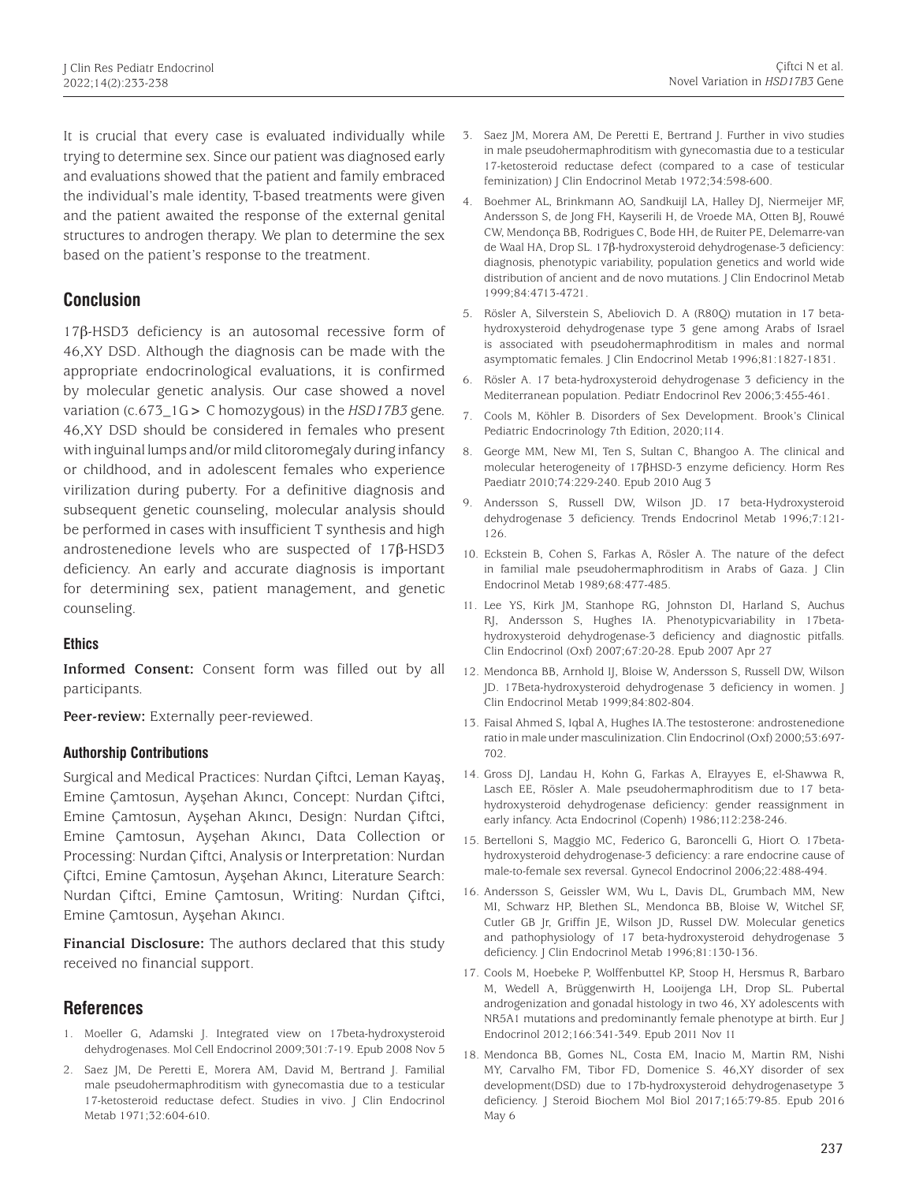It is crucial that every case is evaluated individually while trying to determine sex. Since our patient was diagnosed early and evaluations showed that the patient and family embraced the individual's male identity, T-based treatments were given and the patient awaited the response of the external genital structures to androgen therapy. We plan to determine the sex based on the patient's response to the treatment.

## Conclusion

17β-HSD3 deficiency is an autosomal recessive form of 46,XY DSD. Although the diagnosis can be made with the appropriate endocrinological evaluations, it is confirmed by molecular genetic analysis. Our case showed a novel variation (c.673_1G> C homozygous) in the *HSD17B3* gene. 46,XY DSD should be considered in females who present with inguinal lumps and/or mild clitoromegaly during infancy or childhood, and in adolescent females who experience virilization during puberty. For a definitive diagnosis and subsequent genetic counseling, molecular analysis should be performed in cases with insufficient T synthesis and high androstenedione levels who are suspected of 17β-HSD3 deficiency. An early and accurate diagnosis is important for determining sex, patient management, and genetic counseling.

### Ethics

**Informed Consent:** Consent form was filled out by all participants.

**Peer-review:** Externally peer-reviewed.

### Authorship Contributions

Surgical and Medical Practices: Nurdan Çiftci, Leman Kayaş, Emine Çamtosun, Ayşehan Akıncı, Concept: Nurdan Çiftci, Emine Çamtosun, Ayşehan Akıncı, Design: Nurdan Çiftci, Emine Çamtosun, Ayşehan Akıncı, Data Collection or Processing: Nurdan Çiftci, Analysis or Interpretation: Nurdan Çiftci, Emine Çamtosun, Ayşehan Akıncı, Literature Search: Nurdan Çiftci, Emine Çamtosun, Writing: Nurdan Çiftci, Emine Çamtosun, Ayşehan Akıncı.

**Financial Disclosure:** The authors declared that this study received no financial support.

## References

1. Moeller G, Adamski J. Integrated view on 17beta-hydroxysteroid dehydrogenases. Mol Cell Endocrinol 2009;301:7-19. Epub 2008 Nov 5
2. Saez JM, De Peretti E, Morera AM, David M, Bertrand J. Familial male pseudohermaphroditism with gynecomastia due to a testicular 17-ketosteroid reductase defect. Studies in vivo. J Clin Endocrinol Metab 1971;32:604-610.
3. Saez JM, Morera AM, De Peretti E, Bertrand J. Further in vivo studies in male pseudohermaphroditism with gynecomastia due to a testicular 17-ketosteroid reductase defect (compared to a case of testicular feminization) J Clin Endocrinol Metab 1972;34:598-600.
4. Boehmer AL, Brinkmann AO, Sandkuijl LA, Halley DJ, Niermeijer MF, Andersson S, de Jong FH, Kayserili H, de Vroede MA, Otten BJ, Rouwé CW, Mendonça BB, Rodrigues C, Bode HH, de Ruiter PE, Delemarre-van de Waal HA, Drop SL. 17β-hydroxysteroid dehydrogenase-3 deficiency: diagnosis, phenotypic variability, population genetics and world wide distribution of ancient and de novo mutations. J Clin Endocrinol Metab 1999;84:4713-4721.
5. Rösler A, Silverstein S, Abeliovich D. A (R80Q) mutation in 17 beta-hydroxysteroid dehydrogenase type 3 gene among Arabs of Israel is associated with pseudohermaphroditism in males and normal asymptomatic females. J Clin Endocrinol Metab 1996;81:1827-1831.
6. Rösler A. 17 beta-hydroxysteroid dehydrogenase 3 deficiency in the Mediterranean population. Pediatr Endocrinol Rev 2006;3:455-461.
7. Cools M, Köhler B. Disorders of Sex Development. Brook's Clinical Pediatric Endocrinology 7th Edition, 2020;114.
8. George MM, New MI, Ten S, Sultan C, Bhangoo A. The clinical and molecular heterogeneity of 17βHSD-3 enzyme deficiency. Horm Res Paediatr 2010;74:229-240. Epub 2010 Aug 3
9. Andersson S, Russell DW, Wilson JD. 17 beta-Hydroxysteroid dehydrogenase 3 deficiency. Trends Endocrinol Metab 1996;7:121-126.
10. Eckstein B, Cohen S, Farkas A, Rösler A. The nature of the defect in familial male pseudohermaphroditism in Arabs of Gaza. J Clin Endocrinol Metab 1989;68:477-485.
11. Lee YS, Kirk JM, Stanhope RG, Johnston DI, Harland S, Auchus RJ, Andersson S, Hughes IA. Phenotypicvariability in 17beta-hydroxysteroid dehydrogenase-3 deficiency and diagnostic pitfalls. Clin Endocrinol (Oxf) 2007;67:20-28. Epub 2007 Apr 27
12. Mendonca BB, Arnhold IJ, Bloise W, Andersson S, Russell DW, Wilson JD. 17Beta-hydroxysteroid dehydrogenase 3 deficiency in women. J Clin Endocrinol Metab 1999;84:802-804.
13. Faisal Ahmed S, Iqbal A, Hughes IA.The testosterone: androstenedione ratio in male under masculinization. Clin Endocrinol (Oxf) 2000;53:697-702.
14. Gross DJ, Landau H, Kohn G, Farkas A, Elrayyes E, el-Shawwa R, Lasch EE, Rösler A. Male pseudohermaphroditism due to 17 beta-hydroxysteroid dehydrogenase deficiency: gender reassignment in early infancy. Acta Endocrinol (Copenh) 1986;112:238-246.
15. Bertelloni S, Maggio MC, Federico G, Baroncelli G, Hiort O. 17beta-hydroxysteroid dehydrogenase-3 deficiency: a rare endocrine cause of male-to-female sex reversal. Gynecol Endocrinol 2006;22:488-494.
16. Andersson S, Geissler WM, Wu L, Davis DL, Grumbach MM, New MI, Schwarz HP, Blethen SL, Mendonca BB, Bloise W, Witchel SF, Cutler GB Jr, Griffin JE, Wilson JD, Russel DW. Molecular genetics and pathophysiology of 17 beta-hydroxysteroid dehydrogenase 3 deficiency. J Clin Endocrinol Metab 1996;81:130-136.
17. Cools M, Hoebeke P, Wolffenbuttel KP, Stoop H, Hersmus R, Barbaro M, Wedell A, Brüggenwirth H, Looijenga LH, Drop SL. Pubertal androgenization and gonadal histology in two 46, XY adolescents with NR5A1 mutations and predominantly female phenotype at birth. Eur J Endocrinol 2012;166:341-349. Epub 2011 Nov 11
18. Mendonca BB, Gomes NL, Costa EM, Inacio M, Martin RM, Nishi MY, Carvalho FM, Tibor FD, Domenice S. 46,XY disorder of sex development(DSD) due to 17b-hydroxysteroid dehydrogenasetype 3 deficiency. J Steroid Biochem Mol Biol 2017;165:79-85. Epub 2016 May 6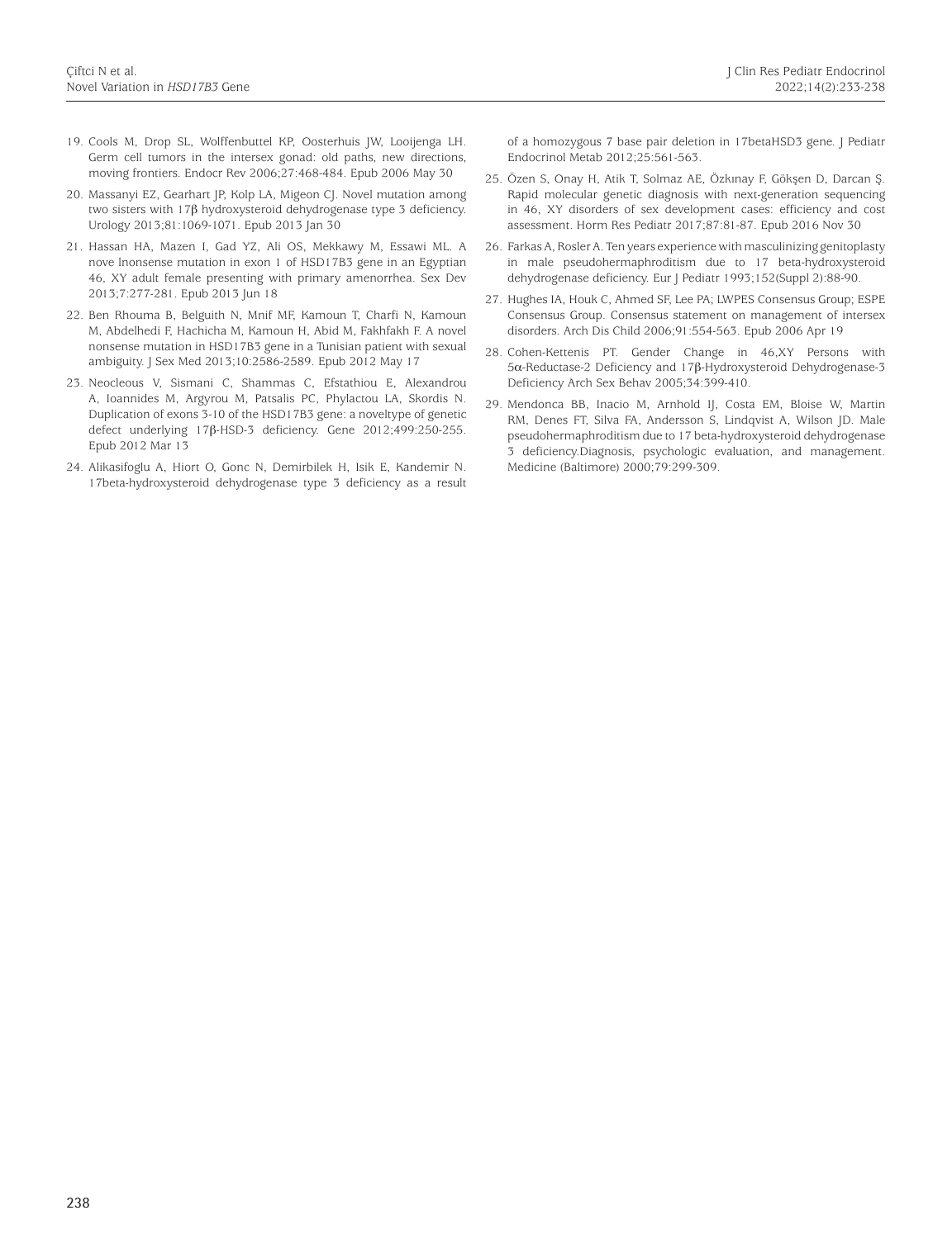19. Cools M, Drop SL, Wolffenbuttel KP, Oosterhuis JW, Looijenga LH. Germ cell tumors in the intersex gonad: old paths, new directions, moving frontiers. Endocr Rev 2006;27:468-484. Epub 2006 May 30

20. Massanyi EZ, Gearhart JP, Kolp LA, Migeon CJ. Novel mutation among two sisters with 17β hydroxysteroid dehydrogenase type 3 deficiency. Urology 2013;81:1069-1071. Epub 2013 Jan 30

21. Hassan HA, Mazen I, Gad YZ, Ali OS, Mekkawy M, Essawi ML. A nove lnonsense mutation in exon 1 of HSD17B3 gene in an Egyptian 46, XY adult female presenting with primary amenorrhea. Sex Dev 2013;7:277-281. Epub 2013 Jun 18

22. Ben Rhouma B, Belguith N, Mnif MF, Kamoun T, Charfi N, Kamoun M, Abdelhedi F, Hachicha M, Kamoun H, Abid M, Fakhfakh F. A novel nonsense mutation in HSD17B3 gene in a Tunisian patient with sexual ambiguity. J Sex Med 2013;10:2586-2589. Epub 2012 May 17

23. Neocleous V, Sismani C, Shammas C, Efstathiou E, Alexandrou A, Ioannides M, Argyrou M, Patsalis PC, Phylactou LA, Skordis N. Duplication of exons 3-10 of the HSD17B3 gene: a noveltype of genetic defect underlying 17β-HSD-3 deficiency. Gene 2012;499:250-255. Epub 2012 Mar 13

24. Alikasifoglu A, Hiort O, Gonc N, Demirbilek H, Isik E, Kandemir N. 17beta-hydroxysteroid dehydrogenase type 3 deficiency as a result of a homozygous 7 base pair deletion in 17betaHSD3 gene. J Pediatr Endocrinol Metab 2012;25:561-563.

25. Özen S, Onay H, Atik T, Solmaz AE, Özkınay F, Gökşen D, Darcan Ş. Rapid molecular genetic diagnosis with next-generation sequencing in 46, XY disorders of sex development cases: efficiency and cost assessment. Horm Res Pediatr 2017;87:81-87. Epub 2016 Nov 30

26. Farkas A, Rosler A. Ten years experience with masculinizing genitoplasty in male pseudohermaphroditism due to 17 beta-hydroxysteroid dehydrogenase deficiency. Eur J Pediatr 1993;152(Suppl 2):88-90.

27. Hughes IA, Houk C, Ahmed SF, Lee PA; LWPES Consensus Group; ESPE Consensus Group. Consensus statement on management of intersex disorders. Arch Dis Child 2006;91:554-563. Epub 2006 Apr 19

28. Cohen-Kettenis PT. Gender Change in 46,XY Persons with 5α-Reductase-2 Deficiency and 17β-Hydroxysteroid Dehydrogenase-3 Deficiency Arch Sex Behav 2005;34:399-410.

29. Mendonca BB, Inacio M, Arnhold IJ, Costa EM, Bloise W, Martin RM, Denes FT, Silva FA, Andersson S, Lindqvist A, Wilson JD. Male pseudohermaphroditism due to 17 beta-hydroxysteroid dehydrogenase 3 deficiency.Diagnosis, psychologic evaluation, and management. Medicine (Baltimore) 2000;79:299-309.